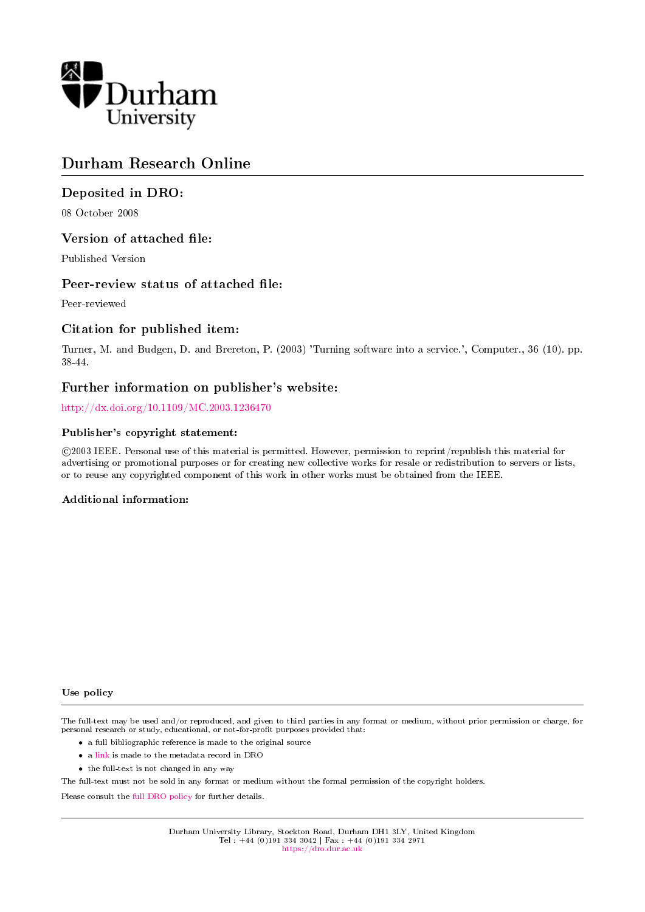Durham
University

# Durham Research Online

## Deposited in DRO:

08 October 2008

## Version of attached file:

Published Version

## Peer-review status of attached file:

Peer-reviewed

## Citation for published item:

Turner, M. and Budgen, D. and Brereton, P. (2003) 'Turning software into a service.', Computer., 36 (10). pp. 38-44.

## Further information on publisher's website:

http://dx.doi.org/10.1109/MC.2003.1236470

### Publisher's copyright statement:

©2003 IEEE. Personal use of this material is permitted. However, permission to reprint/republish this material for advertising or promotional purposes or for creating new collective works for resale or redistribution to servers or lists, or to reuse any copyrighted component of this work in other works must be obtained from the IEEE.

### Additional information:

### Use policy

The full-text may be used and/or reproduced, and given to third parties in any format or medium, without prior permission or charge, for personal research or study, educational, or not-for-profit purposes provided that:

- a full bibliographic reference is made to the original source
- a link is made to the metadata record in DRO
- the full-text is not changed in any way

The full-text must not be sold in any format or medium without the formal permission of the copyright holders.

Please consult the full DRO policy for further details.

Durham University Library, Stockton Road, Durham DH1 3LY, United Kingdom
Tel : +44 (0)191 334 3042 | Fax : +44 (0)191 334 2971
https://dro.dur.ac.uk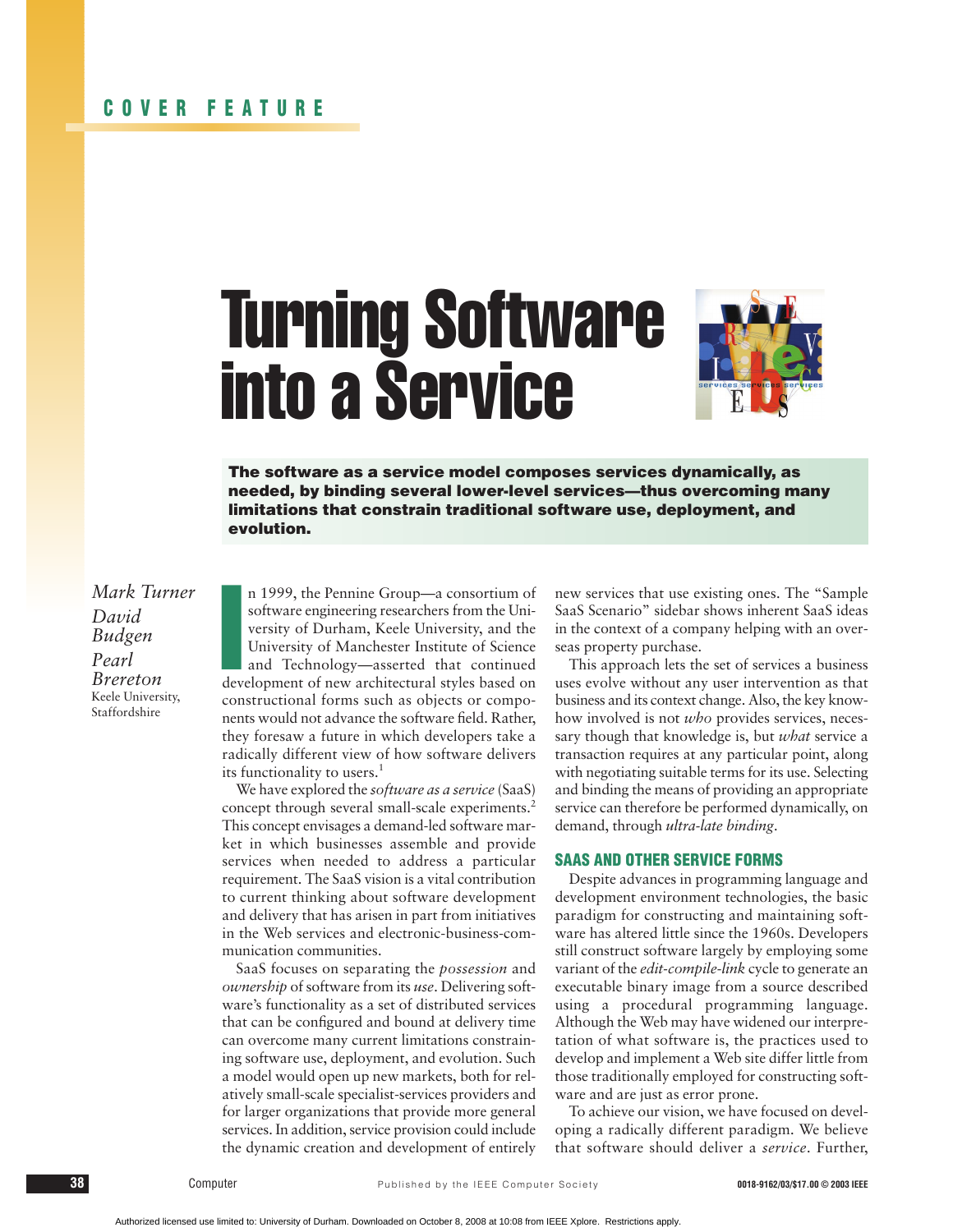COVER FEATURE

# Turning Software into a Service

**The software as a service model composes services dynamically, as needed, by binding several lower-level services—thus overcoming many limitations that constrain traditional software use, deployment, and evolution.**

*Mark Turner*
*David Budgen*
*Pearl Brereton*
Keele University, Staffordshire

In 1999, the Pennine Group—a consortium of software engineering researchers from the University of Durham, Keele University, and the University of Manchester Institute of Science and Technology—asserted that continued development of new architectural styles based on constructional forms such as objects or components would not advance the software field. Rather, they foresaw a future in which developers take a radically different view of how software delivers its functionality to users.[1]

We have explored the *software as a service* (SaaS) concept through several small-scale experiments.[2] This concept envisages a demand-led software market in which businesses assemble and provide services when needed to address a particular requirement. The SaaS vision is a vital contribution to current thinking about software development and delivery that has arisen in part from initiatives in the Web services and electronic-business-communication communities.

SaaS focuses on separating the *possession* and *ownership* of software from its *use*. Delivering software's functionality as a set of distributed services that can be configured and bound at delivery time can overcome many current limitations constraining software use, deployment, and evolution. Such a model would open up new markets, both for relatively small-scale specialist-services providers and for larger organizations that provide more general services. In addition, service provision could include the dynamic creation and development of entirely new services that use existing ones. The "Sample SaaS Scenario" sidebar shows inherent SaaS ideas in the context of a company helping with an overseas property purchase.

This approach lets the set of services a business uses evolve without any user intervention as that business and its context change. Also, the key knowhow involved is not *who* provides services, necessary though that knowledge is, but *what* service a transaction requires at any particular point, along with negotiating suitable terms for its use. Selecting and binding the means of providing an appropriate service can therefore be performed dynamically, on demand, through *ultra-late binding*.

## SAAS AND OTHER SERVICE FORMS

Despite advances in programming language and development environment technologies, the basic paradigm for constructing and maintaining software has altered little since the 1960s. Developers still construct software largely by employing some variant of the *edit-compile-link* cycle to generate an executable binary image from a source described using a procedural programming language. Although the Web may have widened our interpretation of what software is, the practices used to develop and implement a Web site differ little from those traditionally employed for constructing software and are just as error prone.

To achieve our vision, we have focused on developing a radically different paradigm. We believe that software should deliver a *service*. Further,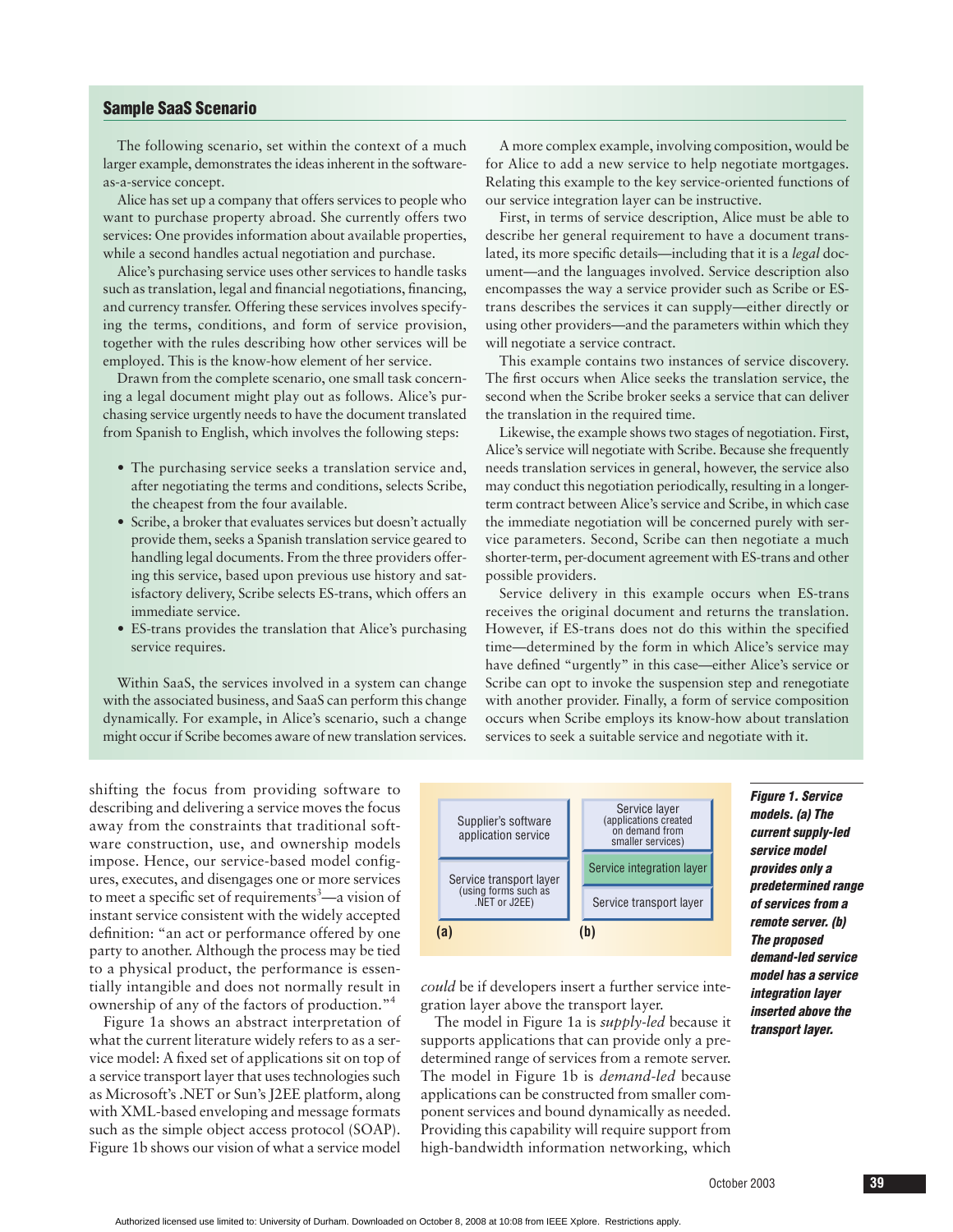## Sample SaaS Scenario

The following scenario, set within the context of a much larger example, demonstrates the ideas inherent in the software-as-a-service concept.

Alice has set up a company that offers services to people who want to purchase property abroad. She currently offers two services: One provides information about available properties, while a second handles actual negotiation and purchase.

Alice's purchasing service uses other services to handle tasks such as translation, legal and financial negotiations, financing, and currency transfer. Offering these services involves specifying the terms, conditions, and form of service provision, together with the rules describing how other services will be employed. This is the know-how element of her service.

Drawn from the complete scenario, one small task concerning a legal document might play out as follows. Alice's purchasing service urgently needs to have the document translated from Spanish to English, which involves the following steps:

- The purchasing service seeks a translation service and, after negotiating the terms and conditions, selects Scribe, the cheapest from the four available.
- Scribe, a broker that evaluates services but doesn't actually provide them, seeks a Spanish translation service geared to handling legal documents. From the three providers offering this service, based upon previous use history and satisfactory delivery, Scribe selects ES-trans, which offers an immediate service.
- ES-trans provides the translation that Alice's purchasing service requires.

Within SaaS, the services involved in a system can change with the associated business, and SaaS can perform this change dynamically. For example, in Alice's scenario, such a change might occur if Scribe becomes aware of new translation services.

A more complex example, involving composition, would be for Alice to add a new service to help negotiate mortgages. Relating this example to the key service-oriented functions of our service integration layer can be instructive.

First, in terms of service description, Alice must be able to describe her general requirement to have a document translated, its more specific details—including that it is a *legal* document—and the languages involved. Service description also encompasses the way a service provider such as Scribe or ES-trans describes the services it can supply—either directly or using other providers—and the parameters within which they will negotiate a service contract.

This example contains two instances of service discovery. The first occurs when Alice seeks the translation service, the second when the Scribe broker seeks a service that can deliver the translation in the required time.

Likewise, the example shows two stages of negotiation. First, Alice's service will negotiate with Scribe. Because she frequently needs translation services in general, however, the service also may conduct this negotiation periodically, resulting in a longer-term contract between Alice's service and Scribe, in which case the immediate negotiation will be concerned purely with service parameters. Second, Scribe can then negotiate a much shorter-term, per-document agreement with ES-trans and other possible providers.

Service delivery in this example occurs when ES-trans receives the original document and returns the translation. However, if ES-trans does not do this within the specified time—determined by the form in which Alice's service may have defined "urgently" in this case—either Alice's service or Scribe can opt to invoke the suspension step and renegotiate with another provider. Finally, a form of service composition occurs when Scribe employs its know-how about translation services to seek a suitable service and negotiate with it.

---

shifting the focus from providing software to describing and delivering a service moves the focus away from the constraints that traditional software construction, use, and ownership models impose. Hence, our service-based model configures, executes, and disengages one or more services to meet a specific set of requirements[3]—a vision of instant service consistent with the widely accepted definition: "an act or performance offered by one party to another. Although the process may be tied to a physical product, the performance is essentially intangible and does not normally result in ownership of any of the factors of production."[4]

Figure 1a shows an abstract interpretation of what the current literature widely refers to as a service model: A fixed set of applications sit on top of a service transport layer that uses technologies such as Microsoft's .NET or Sun's J2EE platform, along with XML-based enveloping and message formats such as the simple object access protocol (SOAP). Figure 1b shows our vision of what a service model *could* be if developers insert a further service integration layer above the transport layer.

Supplier's software application service

Service transport layer (using forms such as .NET or J2EE)

(a)

Service layer (applications created on demand from smaller services)

Service integration layer

Service transport layer

(b)

**Figure 1. Service models. (a) The current supply-led service model provides only a predetermined range of services from a remote server. (b) The proposed demand-led service model has a service integration layer inserted above the transport layer.**

The model in Figure 1a is *supply-led* because it supports applications that can provide only a predetermined range of services from a remote server. The model in Figure 1b is *demand-led* because applications can be constructed from smaller component services and bound dynamically as needed. Providing this capability will require support from high-bandwidth information networking, which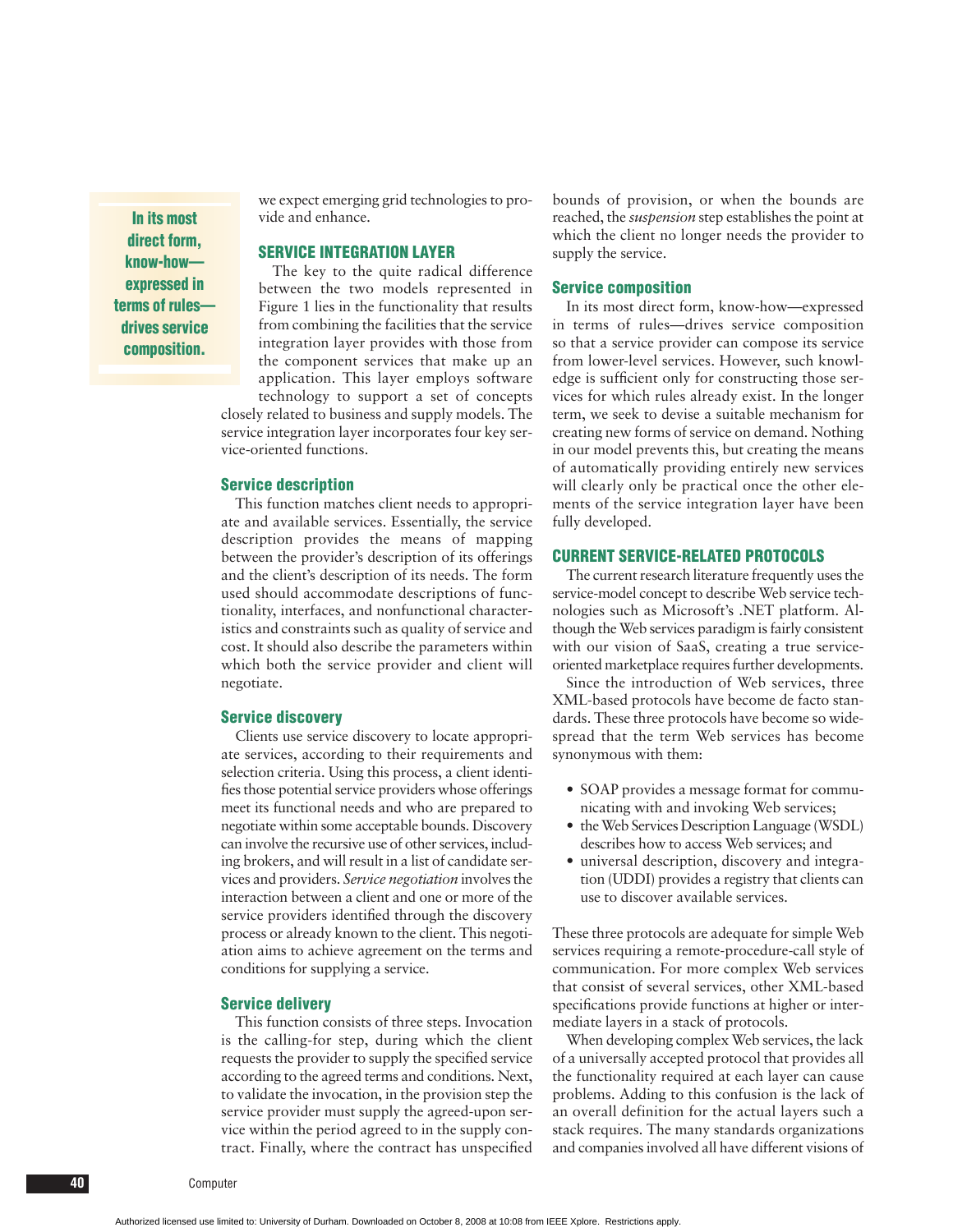we expect emerging grid technologies to provide and enhance.

> In its most direct form, know-how—expressed in terms of rules—drives service composition.

## SERVICE INTEGRATION LAYER

The key to the quite radical difference between the two models represented in Figure 1 lies in the functionality that results from combining the facilities that the service integration layer provides with those from the component services that make up an application. This layer employs software technology to support a set of concepts closely related to business and supply models. The service integration layer incorporates four key service-oriented functions.

### Service description

This function matches client needs to appropriate and available services. Essentially, the service description provides the means of mapping between the provider's description of its offerings and the client's description of its needs. The form used should accommodate descriptions of functionality, interfaces, and nonfunctional characteristics and constraints such as quality of service and cost. It should also describe the parameters within which both the service provider and client will negotiate.

### Service discovery

Clients use service discovery to locate appropriate services, according to their requirements and selection criteria. Using this process, a client identifies those potential service providers whose offerings meet its functional needs and who are prepared to negotiate within some acceptable bounds. Discovery can involve the recursive use of other services, including brokers, and will result in a list of candidate services and providers. *Service negotiation* involves the interaction between a client and one or more of the service providers identified through the discovery process or already known to the client. This negotiation aims to achieve agreement on the terms and conditions for supplying a service.

### Service delivery

This function consists of three steps. Invocation is the calling-for step, during which the client requests the provider to supply the specified service according to the agreed terms and conditions. Next, to validate the invocation, in the provision step the service provider must supply the agreed-upon service within the period agreed to in the supply contract. Finally, where the contract has unspecified bounds of provision, or when the bounds are reached, the *suspension* step establishes the point at which the client no longer needs the provider to supply the service.

### Service composition

In its most direct form, know-how—expressed in terms of rules—drives service composition so that a service provider can compose its service from lower-level services. However, such knowledge is sufficient only for constructing those services for which rules already exist. In the longer term, we seek to devise a suitable mechanism for creating new forms of service on demand. Nothing in our model prevents this, but creating the means of automatically providing entirely new services will clearly only be practical once the other elements of the service integration layer have been fully developed.

## CURRENT SERVICE-RELATED PROTOCOLS

The current research literature frequently uses the service-model concept to describe Web service technologies such as Microsoft's .NET platform. Although the Web services paradigm is fairly consistent with our vision of SaaS, creating a true service-oriented marketplace requires further developments.

Since the introduction of Web services, three XML-based protocols have become de facto standards. These three protocols have become so widespread that the term Web services has become synonymous with them:

- SOAP provides a message format for communicating with and invoking Web services;
- the Web Services Description Language (WSDL) describes how to access Web services; and
- universal description, discovery and integration (UDDI) provides a registry that clients can use to discover available services.

These three protocols are adequate for simple Web services requiring a remote-procedure-call style of communication. For more complex Web services that consist of several services, other XML-based specifications provide functions at higher or intermediate layers in a stack of protocols.

When developing complex Web services, the lack of a universally accepted protocol that provides all the functionality required at each layer can cause problems. Adding to this confusion is the lack of an overall definition for the actual layers such a stack requires. The many standards organizations and companies involved all have different visions of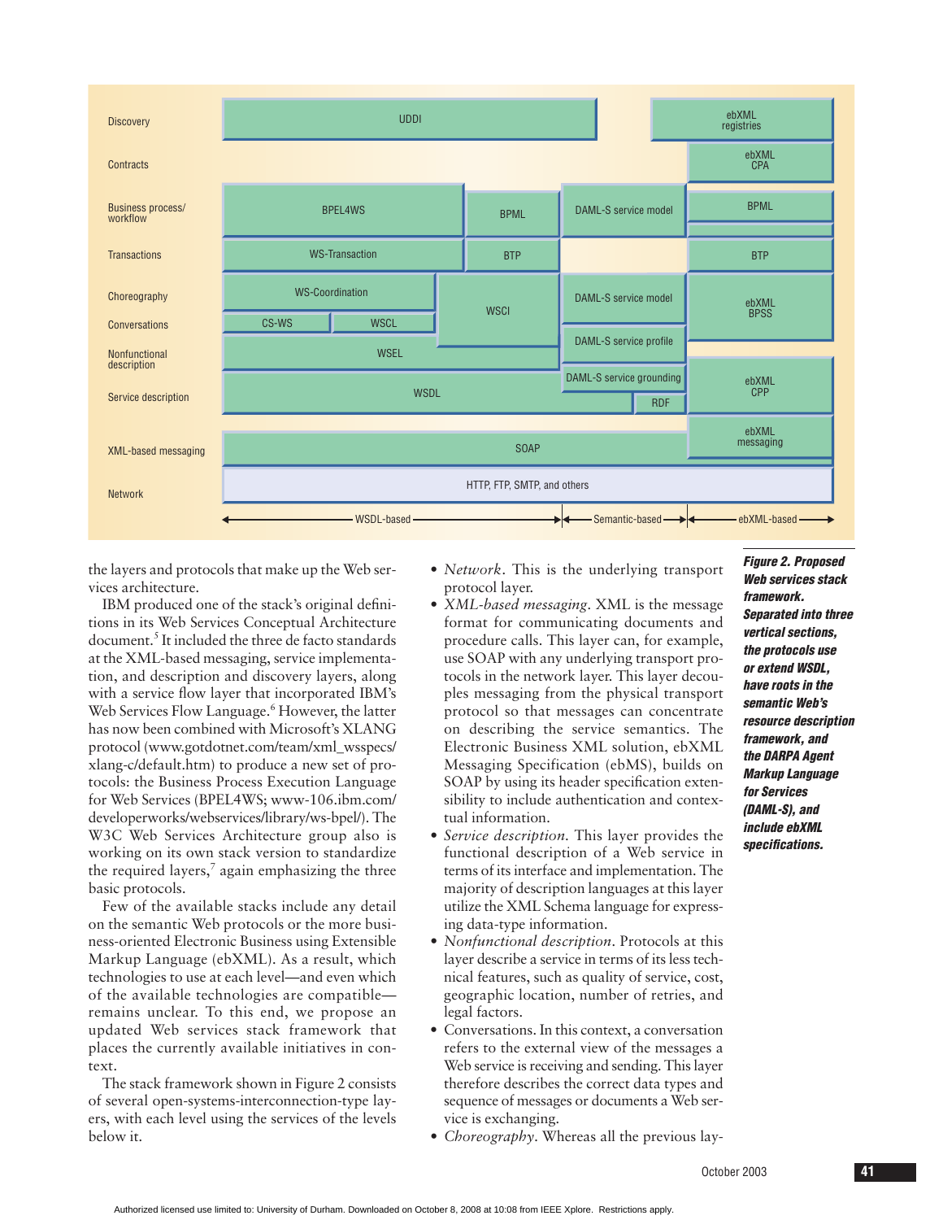Discovery
Contracts
Business process/ workflow
Transactions
Choreography
Conversations
Nonfunctional description
Service description
XML-based messaging
Network

UDDI
ebXML registries
ebXML CPA
BPEL4WS
BPML
DAML-S service model
BPML
WS-Transaction
BTP
BTP
WS-Coordination
WSCI
DAML-S service model
ebXML BPSS
CS-WS
WSCL
WSEL
DAML-S service profile
DAML-S service grounding
ebXML CPP
WSDL
RDF
ebXML messaging
SOAP
HTTP, FTP, SMTP, and others

WSDL-based
Semantic-based
ebXML-based

***Figure 2. Proposed Web services stack framework. Separated into three vertical sections, the protocols use or extend WSDL, have roots in the semantic Web's resource description framework, and the DARPA Agent Markup Language for Services (DAML-S), and include ebXML specifications.***

the layers and protocols that make up the Web services architecture.

IBM produced one of the stack's original definitions in its Web Services Conceptual Architecture document.[5] It included the three de facto standards at the XML-based messaging, service implementation, and description and discovery layers, along with a service flow layer that incorporated IBM's Web Services Flow Language.[6] However, the latter has now been combined with Microsoft's XLANG protocol (www.gotdotnet.com/team/xml_wsspecs/xlang-c/default.htm) to produce a new set of protocols: the Business Process Execution Language for Web Services (BPEL4WS; www-106.ibm.com/developerworks/webservices/library/ws-bpel/). The W3C Web Services Architecture group also is working on its own stack version to standardize the required layers,[7] again emphasizing the three basic protocols.

Few of the available stacks include any detail on the semantic Web protocols or the more business-oriented Electronic Business using Extensible Markup Language (ebXML). As a result, which technologies to use at each level—and even which of the available technologies are compatible—remains unclear. To this end, we propose an updated Web services stack framework that places the currently available initiatives in context.

The stack framework shown in Figure 2 consists of several open-systems-interconnection-type layers, with each level using the services of the levels below it.

- *Network*. This is the underlying transport protocol layer.
- *XML-based messaging*. XML is the message format for communicating documents and procedure calls. This layer can, for example, use SOAP with any underlying transport protocols in the network layer. This layer decouples messaging from the physical transport protocol so that messages can concentrate on describing the service semantics. The Electronic Business XML solution, ebXML Messaging Specification (ebMS), builds on SOAP by using its header specification extensibility to include authentication and contextual information.
- *Service description*. This layer provides the functional description of a Web service in terms of its interface and implementation. The majority of description languages at this layer utilize the XML Schema language for expressing data-type information.
- *Nonfunctional description*. Protocols at this layer describe a service in terms of its less technical features, such as quality of service, cost, geographic location, number of retries, and legal factors.
- Conversations. In this context, a conversation refers to the external view of the messages a Web service is receiving and sending. This layer therefore describes the correct data types and sequence of messages or documents a Web service is exchanging.
- *Choreography*. Whereas all the previous lay-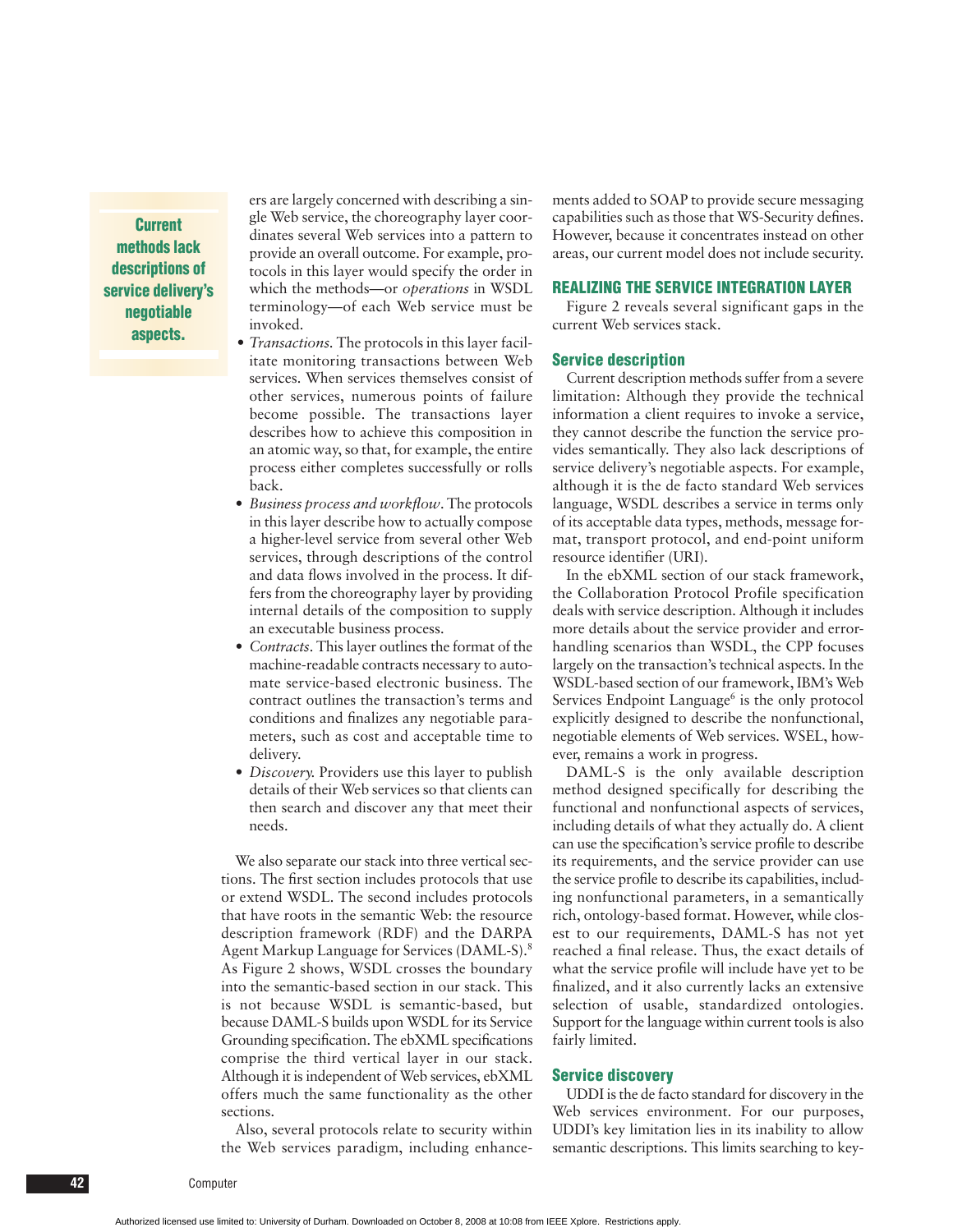ers are largely concerned with describing a single Web service, the choreography layer coordinates several Web services into a pattern to provide an overall outcome. For example, protocols in this layer would specify the order in which the methods—or *operations* in WSDL terminology—of each Web service must be invoked.

- *Transactions*. The protocols in this layer facilitate monitoring transactions between Web services. When services themselves consist of other services, numerous points of failure become possible. The transactions layer describes how to achieve this composition in an atomic way, so that, for example, the entire process either completes successfully or rolls back.
- *Business process and workflow*. The protocols in this layer describe how to actually compose a higher-level service from several other Web services, through descriptions of the control and data flows involved in the process. It differs from the choreography layer by providing internal details of the composition to supply an executable business process.
- *Contracts*. This layer outlines the format of the machine-readable contracts necessary to automate service-based electronic business. The contract outlines the transaction's terms and conditions and finalizes any negotiable parameters, such as cost and acceptable time to delivery.
- *Discovery*. Providers use this layer to publish details of their Web services so that clients can then search and discover any that meet their needs.

We also separate our stack into three vertical sections. The first section includes protocols that use or extend WSDL. The second includes protocols that have roots in the semantic Web: the resource description framework (RDF) and the DARPA Agent Markup Language for Services (DAML-S).[8] As Figure 2 shows, WSDL crosses the boundary into the semantic-based section in our stack. This is not because WSDL is semantic-based, but because DAML-S builds upon WSDL for its Service Grounding specification. The ebXML specifications comprise the third vertical layer in our stack. Although it is independent of Web services, ebXML offers much the same functionality as the other sections.

Also, several protocols relate to security within the Web services paradigm, including enhancements added to SOAP to provide secure messaging capabilities such as those that WS-Security defines. However, because it concentrates instead on other areas, our current model does not include security.

**Current methods lack descriptions of service delivery's negotiable aspects.**

## REALIZING THE SERVICE INTEGRATION LAYER

Figure 2 reveals several significant gaps in the current Web services stack.

### Service description

Current description methods suffer from a severe limitation: Although they provide the technical information a client requires to invoke a service, they cannot describe the function the service provides semantically. They also lack descriptions of service delivery's negotiable aspects. For example, although it is the de facto standard Web services language, WSDL describes a service in terms only of its acceptable data types, methods, message format, transport protocol, and end-point uniform resource identifier (URI).

In the ebXML section of our stack framework, the Collaboration Protocol Profile specification deals with service description. Although it includes more details about the service provider and error-handling scenarios than WSDL, the CPP focuses largely on the transaction's technical aspects. In the WSDL-based section of our framework, IBM's Web Services Endpoint Language[6] is the only protocol explicitly designed to describe the nonfunctional, negotiable elements of Web services. WSEL, however, remains a work in progress.

DAML-S is the only available description method designed specifically for describing the functional and nonfunctional aspects of services, including details of what they actually do. A client can use the specification's service profile to describe its requirements, and the service provider can use the service profile to describe its capabilities, including nonfunctional parameters, in a semantically rich, ontology-based format. However, while closest to our requirements, DAML-S has not yet reached a final release. Thus, the exact details of what the service profile will include have yet to be finalized, and it also currently lacks an extensive selection of usable, standardized ontologies. Support for the language within current tools is also fairly limited.

### Service discovery

UDDI is the de facto standard for discovery in the Web services environment. For our purposes, UDDI's key limitation lies in its inability to allow semantic descriptions. This limits searching to key-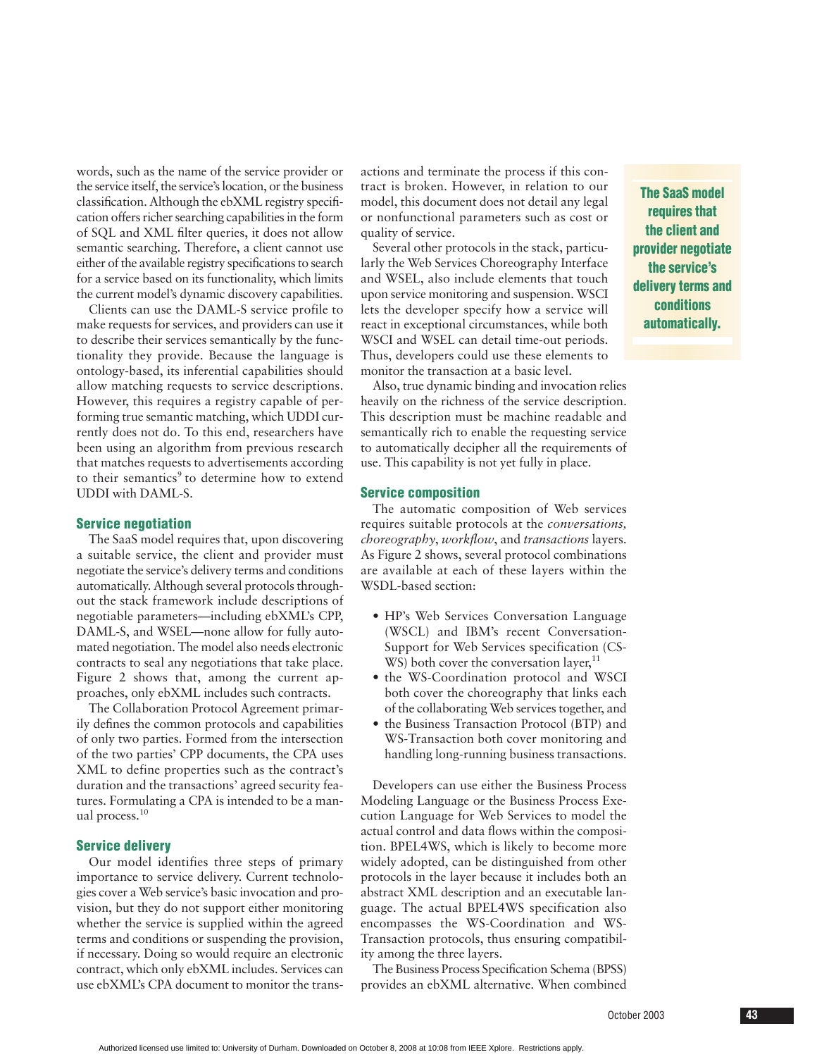words, such as the name of the service provider or the service itself, the service's location, or the business classification. Although the ebXML registry specification offers richer searching capabilities in the form of SQL and XML filter queries, it does not allow semantic searching. Therefore, a client cannot use either of the available registry specifications to search for a service based on its functionality, which limits the current model's dynamic discovery capabilities.

Clients can use the DAML-S service profile to make requests for services, and providers can use it to describe their services semantically by the functionality they provide. Because the language is ontology-based, its inferential capabilities should allow matching requests to service descriptions. However, this requires a registry capable of performing true semantic matching, which UDDI currently does not do. To this end, researchers have been using an algorithm from previous research that matches requests to advertisements according to their semantics[9] to determine how to extend UDDI with DAML-S.

### Service negotiation

The SaaS model requires that, upon discovering a suitable service, the client and provider must negotiate the service's delivery terms and conditions automatically. Although several protocols throughout the stack framework include descriptions of negotiable parameters—including ebXML's CPP, DAML-S, and WSEL—none allow for fully automated negotiation. The model also needs electronic contracts to seal any negotiations that take place. Figure 2 shows that, among the current approaches, only ebXML includes such contracts.

The Collaboration Protocol Agreement primarily defines the common protocols and capabilities of only two parties. Formed from the intersection of the two parties' CPP documents, the CPA uses XML to define properties such as the contract's duration and the transactions' agreed security features. Formulating a CPA is intended to be a manual process.[10]

### Service delivery

Our model identifies three steps of primary importance to service delivery. Current technologies cover a Web service's basic invocation and provision, but they do not support either monitoring whether the service is supplied within the agreed terms and conditions or suspending the provision, if necessary. Doing so would require an electronic contract, which only ebXML includes. Services can use ebXML's CPA document to monitor the transactions and terminate the process if this contract is broken. However, in relation to our model, this document does not detail any legal or nonfunctional parameters such as cost or quality of service.

Several other protocols in the stack, particularly the Web Services Choreography Interface and WSEL, also include elements that touch upon service monitoring and suspension. WSCI lets the developer specify how a service will react in exceptional circumstances, while both WSCI and WSEL can detail time-out periods. Thus, developers could use these elements to monitor the transaction at a basic level.

Also, true dynamic binding and invocation relies heavily on the richness of the service description. This description must be machine readable and semantically rich to enable the requesting service to automatically decipher all the requirements of use. This capability is not yet fully in place.

**The SaaS model requires that the client and provider negotiate the service's delivery terms and conditions automatically.**

### Service composition

The automatic composition of Web services requires suitable protocols at the *conversations*, *choreography*, *workflow*, and *transactions* layers. As Figure 2 shows, several protocol combinations are available at each of these layers within the WSDL-based section:

- HP's Web Services Conversation Language (WSCL) and IBM's recent Conversation-Support for Web Services specification (CS-WS) both cover the conversation layer,[11]
- the WS-Coordination protocol and WSCI both cover the choreography that links each of the collaborating Web services together, and
- the Business Transaction Protocol (BTP) and WS-Transaction both cover monitoring and handling long-running business transactions.

Developers can use either the Business Process Modeling Language or the Business Process Execution Language for Web Services to model the actual control and data flows within the composition. BPEL4WS, which is likely to become more widely adopted, can be distinguished from other protocols in the layer because it includes both an abstract XML description and an executable language. The actual BPEL4WS specification also encompasses the WS-Coordination and WS-Transaction protocols, thus ensuring compatibility among the three layers.

The Business Process Specification Schema (BPSS) provides an ebXML alternative. When combined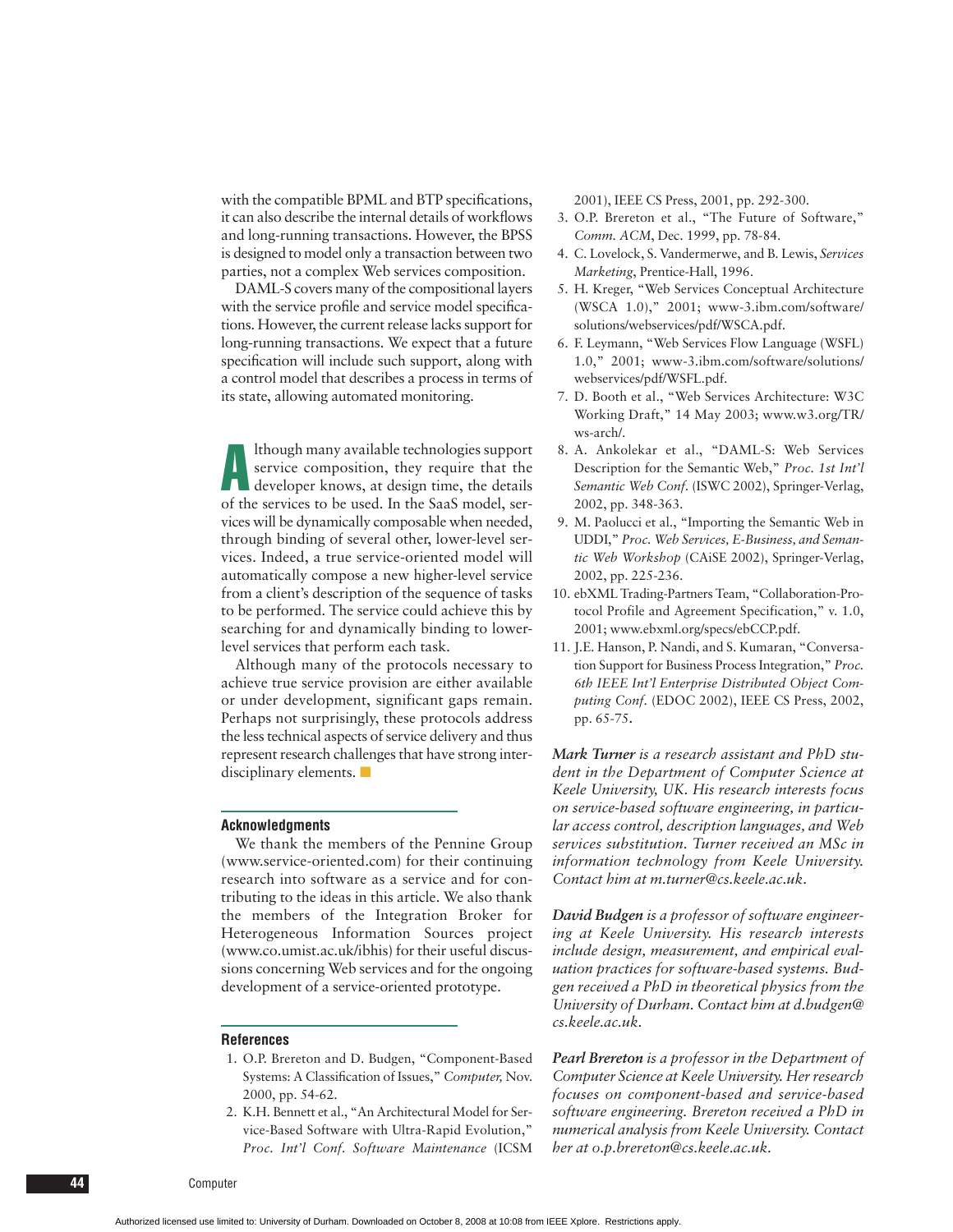with the compatible BPML and BTP specifications, it can also describe the internal details of workflows and long-running transactions. However, the BPSS is designed to model only a transaction between two parties, not a complex Web services composition.

DAML-S covers many of the compositional layers with the service profile and service model specifications. However, the current release lacks support for long-running transactions. We expect that a future specification will include such support, along with a control model that describes a process in terms of its state, allowing automated monitoring.

Although many available technologies support service composition, they require that the developer knows, at design time, the details of the services to be used. In the SaaS model, services will be dynamically composable when needed, through binding of several other, lower-level services. Indeed, a true service-oriented model will automatically compose a new higher-level service from a client's description of the sequence of tasks to be performed. The service could achieve this by searching for and dynamically binding to lower-level services that perform each task.

Although many of the protocols necessary to achieve true service provision are either available or under development, significant gaps remain. Perhaps not surprisingly, these protocols address the less technical aspects of service delivery and thus represent research challenges that have strong interdisciplinary elements.

## Acknowledgments

We thank the members of the Pennine Group (www.service-oriented.com) for their continuing research into software as a service and for contributing to the ideas in this article. We also thank the members of the Integration Broker for Heterogeneous Information Sources project (www.co.umist.ac.uk/ibhis) for their useful discussions concerning Web services and for the ongoing development of a service-oriented prototype.

## References

1. O.P. Brereton and D. Budgen, "Component-Based Systems: A Classification of Issues," *Computer,* Nov. 2000, pp. 54-62.
2. K.H. Bennett et al., "An Architectural Model for Service-Based Software with Ultra-Rapid Evolution," *Proc. Int'l Conf. Software Maintenance* (ICSM 2001), IEEE CS Press, 2001, pp. 292-300.
3. O.P. Brereton et al., "The Future of Software," *Comm. ACM*, Dec. 1999, pp. 78-84.
4. C. Lovelock, S. Vandermerwe, and B. Lewis, *Services Marketing*, Prentice-Hall, 1996.
5. H. Kreger, "Web Services Conceptual Architecture (WSCA 1.0)," 2001; www-3.ibm.com/software/solutions/webservices/pdf/WSCA.pdf.
6. F. Leymann, "Web Services Flow Language (WSFL) 1.0," 2001; www-3.ibm.com/software/solutions/webservices/pdf/WSFL.pdf.
7. D. Booth et al., "Web Services Architecture: W3C Working Draft," 14 May 2003; www.w3.org/TR/ws-arch/.
8. A. Ankolekar et al., "DAML-S: Web Services Description for the Semantic Web," *Proc. 1st Int'l Semantic Web Conf.* (ISWC 2002), Springer-Verlag, 2002, pp. 348-363.
9. M. Paolucci et al., "Importing the Semantic Web in UDDI," *Proc. Web Services, E-Business, and Semantic Web Workshop* (CAiSE 2002), Springer-Verlag, 2002, pp. 225-236.
10. ebXML Trading-Partners Team, "Collaboration-Protocol Profile and Agreement Specification," v. 1.0, 2001; www.ebxml.org/specs/ebCCP.pdf.
11. J.E. Hanson, P. Nandi, and S. Kumaran, "Conversation Support for Business Process Integration," *Proc. 6th IEEE Int'l Enterprise Distributed Object Computing Conf.* (EDOC 2002), IEEE CS Press, 2002, pp. 65-75.

***Mark Turner** is a research assistant and PhD student in the Department of Computer Science at Keele University, UK. His research interests focus on service-based software engineering, in particular access control, description languages, and Web services substitution. Turner received an MSc in information technology from Keele University. Contact him at m.turner@cs.keele.ac.uk.*

***David Budgen** is a professor of software engineering at Keele University. His research interests include design, measurement, and empirical evaluation practices for software-based systems. Budgen received a PhD in theoretical physics from the University of Durham. Contact him at d.budgen@cs.keele.ac.uk.*

***Pearl Brereton** is a professor in the Department of Computer Science at Keele University. Her research focuses on component-based and service-based software engineering. Brereton received a PhD in numerical analysis from Keele University. Contact her at o.p.brereton@cs.keele.ac.uk.*